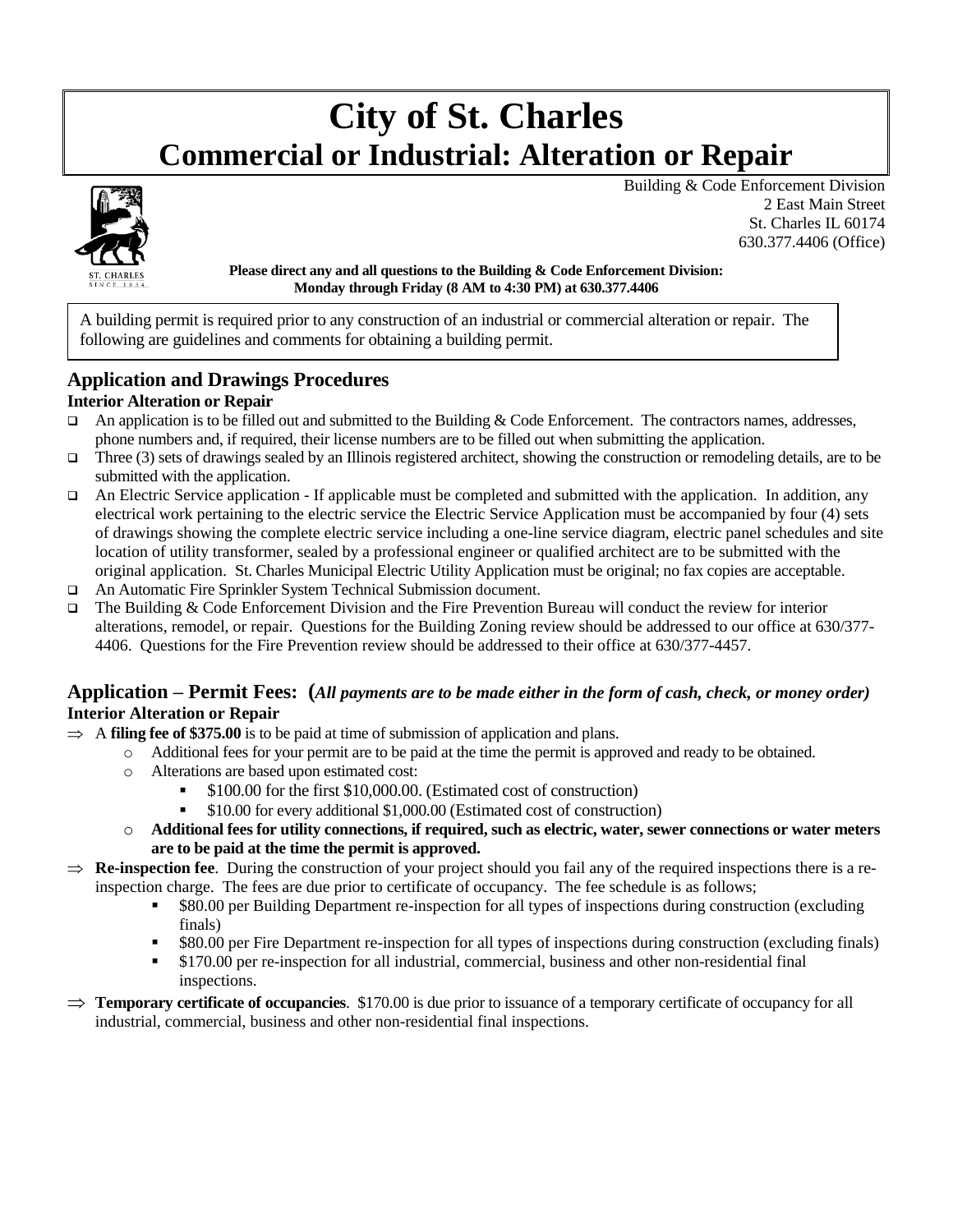# City of St. Charles
## Commercial or Industrial: Alteration or Repair

Building & Code Enforcement Division
2 East Main Street
St. Charles IL 60174
630.377.4406 (Office)

**Please direct any and all questions to the Building & Code Enforcement Division: Monday through Friday (8 AM to 4:30 PM) at 630.377.4406**

A building permit is required prior to any construction of an industrial or commercial alteration or repair. The following are guidelines and comments for obtaining a building permit.

### Application and Drawings Procedures

**Interior Alteration or Repair**

- An application is to be filled out and submitted to the Building & Code Enforcement. The contractors names, addresses, phone numbers and, if required, their license numbers are to be filled out when submitting the application.
- Three (3) sets of drawings sealed by an Illinois registered architect, showing the construction or remodeling details, are to be submitted with the application.
- An Electric Service application - If applicable must be completed and submitted with the application. In addition, any electrical work pertaining to the electric service the Electric Service Application must be accompanied by four (4) sets of drawings showing the complete electric service including a one-line service diagram, electric panel schedules and site location of utility transformer, sealed by a professional engineer or qualified architect are to be submitted with the original application. St. Charles Municipal Electric Utility Application must be original; no fax copies are acceptable.
- An Automatic Fire Sprinkler System Technical Submission document.
- The Building & Code Enforcement Division and the Fire Prevention Bureau will conduct the review for interior alterations, remodel, or repair. Questions for the Building Zoning review should be addressed to our office at 630/377-4406. Questions for the Fire Prevention review should be addressed to their office at 630/377-4457.

### Application – Permit Fees: (*All payments are to be made either in the form of cash, check, or money order)*

**Interior Alteration or Repair**

- A **filing fee of $375.00** is to be paid at time of submission of application and plans.
  - Additional fees for your permit are to be paid at the time the permit is approved and ready to be obtained.
  - Alterations are based upon estimated cost:
    - $100.00 for the first $10,000.00. (Estimated cost of construction)
    - $10.00 for every additional $1,000.00 (Estimated cost of construction)
  - **Additional fees for utility connections, if required, such as electric, water, sewer connections or water meters are to be paid at the time the permit is approved.**
- **Re-inspection fee**. During the construction of your project should you fail any of the required inspections there is a re-inspection charge. The fees are due prior to certificate of occupancy. The fee schedule is as follows;
  - $80.00 per Building Department re-inspection for all types of inspections during construction (excluding finals)
  - $80.00 per Fire Department re-inspection for all types of inspections during construction (excluding finals)
  - $170.00 per re-inspection for all industrial, commercial, business and other non-residential final inspections.
- **Temporary certificate of occupancies**. $170.00 is due prior to issuance of a temporary certificate of occupancy for all industrial, commercial, business and other non-residential final inspections.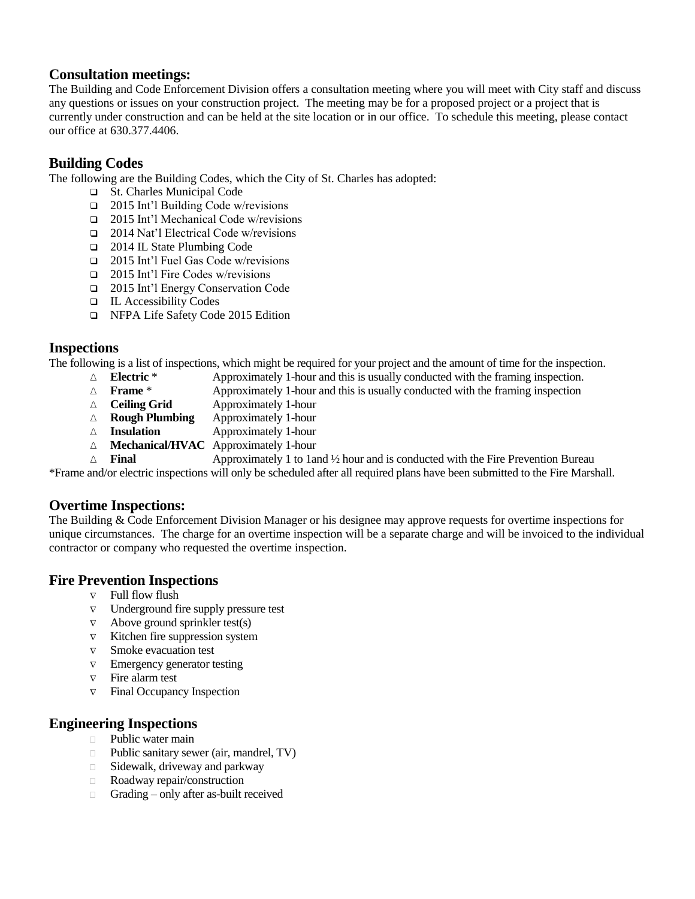## Consultation meetings:

The Building and Code Enforcement Division offers a consultation meeting where you will meet with City staff and discuss any questions or issues on your construction project. The meeting may be for a proposed project or a project that is currently under construction and can be held at the site location or in our office. To schedule this meeting, please contact our office at 630.377.4406.

## Building Codes

The following are the Building Codes, which the City of St. Charles has adopted:

- St. Charles Municipal Code
- 2015 Int'l Building Code w/revisions
- 2015 Int'l Mechanical Code w/revisions
- 2014 Nat'l Electrical Code w/revisions
- 2014 IL State Plumbing Code
- 2015 Int'l Fuel Gas Code w/revisions
- 2015 Int'l Fire Codes w/revisions
- 2015 Int'l Energy Conservation Code
- IL Accessibility Codes
- NFPA Life Safety Code 2015 Edition

## Inspections

The following is a list of inspections, which might be required for your project and the amount of time for the inspection.

- **Electric** * Approximately 1-hour and this is usually conducted with the framing inspection.
- **Frame** * Approximately 1-hour and this is usually conducted with the framing inspection
- **Ceiling Grid** Approximately 1-hour
- **Rough Plumbing** Approximately 1-hour
- **Insulation** Approximately 1-hour
- **Mechanical/HVAC** Approximately 1-hour
- **Final** Approximately 1 to 1and ½ hour and is conducted with the Fire Prevention Bureau

*Frame and/or electric inspections will only be scheduled after all required plans have been submitted to the Fire Marshall.

## Overtime Inspections:

The Building & Code Enforcement Division Manager or his designee may approve requests for overtime inspections for unique circumstances. The charge for an overtime inspection will be a separate charge and will be invoiced to the individual contractor or company who requested the overtime inspection.

## Fire Prevention Inspections

- Full flow flush
- Underground fire supply pressure test
- Above ground sprinkler test(s)
- Kitchen fire suppression system
- Smoke evacuation test
- Emergency generator testing
- Fire alarm test
- Final Occupancy Inspection

## Engineering Inspections

- Public water main
- Public sanitary sewer (air, mandrel, TV)
- Sidewalk, driveway and parkway
- Roadway repair/construction
- Grading – only after as-built received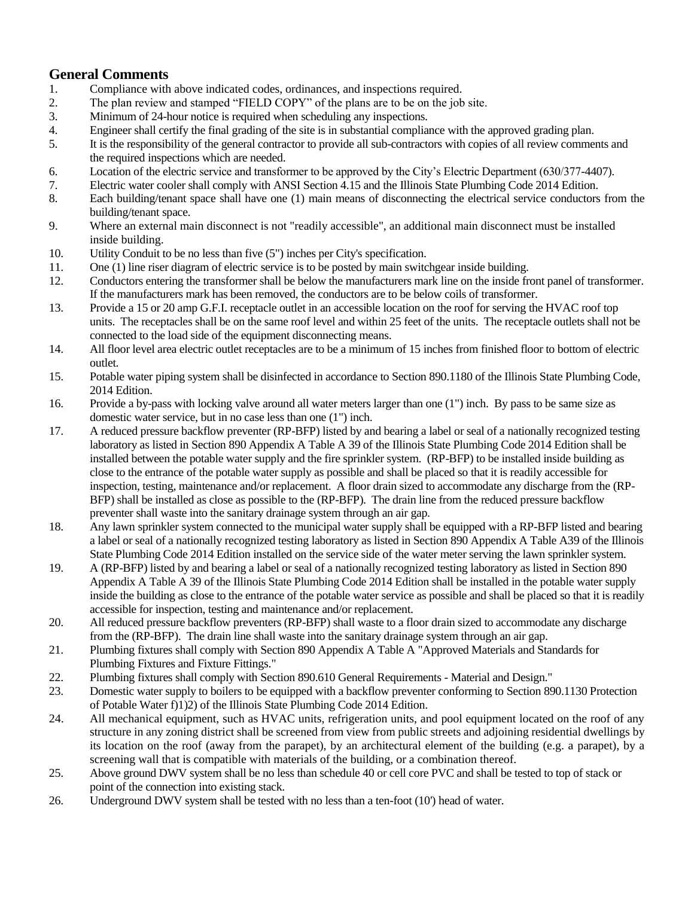## General Comments

1. Compliance with above indicated codes, ordinances, and inspections required.
2. The plan review and stamped "FIELD COPY" of the plans are to be on the job site.
3. Minimum of 24-hour notice is required when scheduling any inspections.
4. Engineer shall certify the final grading of the site is in substantial compliance with the approved grading plan.
5. It is the responsibility of the general contractor to provide all sub-contractors with copies of all review comments and the required inspections which are needed.
6. Location of the electric service and transformer to be approved by the City's Electric Department (630/377-4407).
7. Electric water cooler shall comply with ANSI Section 4.15 and the Illinois State Plumbing Code 2014 Edition.
8. Each building/tenant space shall have one (1) main means of disconnecting the electrical service conductors from the building/tenant space.
9. Where an external main disconnect is not "readily accessible", an additional main disconnect must be installed inside building.
10. Utility Conduit to be no less than five (5") inches per City's specification.
11. One (1) line riser diagram of electric service is to be posted by main switchgear inside building.
12. Conductors entering the transformer shall be below the manufacturers mark line on the inside front panel of transformer. If the manufacturers mark has been removed, the conductors are to be below coils of transformer.
13. Provide a 15 or 20 amp G.F.I. receptacle outlet in an accessible location on the roof for serving the HVAC roof top units. The receptacles shall be on the same roof level and within 25 feet of the units. The receptacle outlets shall not be connected to the load side of the equipment disconnecting means.
14. All floor level area electric outlet receptacles are to be a minimum of 15 inches from finished floor to bottom of electric outlet.
15. Potable water piping system shall be disinfected in accordance to Section 890.1180 of the Illinois State Plumbing Code, 2014 Edition.
16. Provide a by-pass with locking valve around all water meters larger than one (1") inch. By pass to be same size as domestic water service, but in no case less than one (1") inch.
17. A reduced pressure backflow preventer (RP-BFP) listed by and bearing a label or seal of a nationally recognized testing laboratory as listed in Section 890 Appendix A Table A 39 of the Illinois State Plumbing Code 2014 Edition shall be installed between the potable water supply and the fire sprinkler system. (RP-BFP) to be installed inside building as close to the entrance of the potable water supply as possible and shall be placed so that it is readily accessible for inspection, testing, maintenance and/or replacement. A floor drain sized to accommodate any discharge from the (RP-BFP) shall be installed as close as possible to the (RP-BFP). The drain line from the reduced pressure backflow preventer shall waste into the sanitary drainage system through an air gap.
18. Any lawn sprinkler system connected to the municipal water supply shall be equipped with a RP-BFP listed and bearing a label or seal of a nationally recognized testing laboratory as listed in Section 890 Appendix A Table A39 of the Illinois State Plumbing Code 2014 Edition installed on the service side of the water meter serving the lawn sprinkler system.
19. A (RP-BFP) listed by and bearing a label or seal of a nationally recognized testing laboratory as listed in Section 890 Appendix A Table A 39 of the Illinois State Plumbing Code 2014 Edition shall be installed in the potable water supply inside the building as close to the entrance of the potable water service as possible and shall be placed so that it is readily accessible for inspection, testing and maintenance and/or replacement.
20. All reduced pressure backflow preventers (RP-BFP) shall waste to a floor drain sized to accommodate any discharge from the (RP-BFP). The drain line shall waste into the sanitary drainage system through an air gap.
21. Plumbing fixtures shall comply with Section 890 Appendix A Table A "Approved Materials and Standards for Plumbing Fixtures and Fixture Fittings."
22. Plumbing fixtures shall comply with Section 890.610 General Requirements - Material and Design."
23. Domestic water supply to boilers to be equipped with a backflow preventer conforming to Section 890.1130 Protection of Potable Water f)1)2) of the Illinois State Plumbing Code 2014 Edition.
24. All mechanical equipment, such as HVAC units, refrigeration units, and pool equipment located on the roof of any structure in any zoning district shall be screened from view from public streets and adjoining residential dwellings by its location on the roof (away from the parapet), by an architectural element of the building (e.g. a parapet), by a screening wall that is compatible with materials of the building, or a combination thereof.
25. Above ground DWV system shall be no less than schedule 40 or cell core PVC and shall be tested to top of stack or point of the connection into existing stack.
26. Underground DWV system shall be tested with no less than a ten-foot (10') head of water.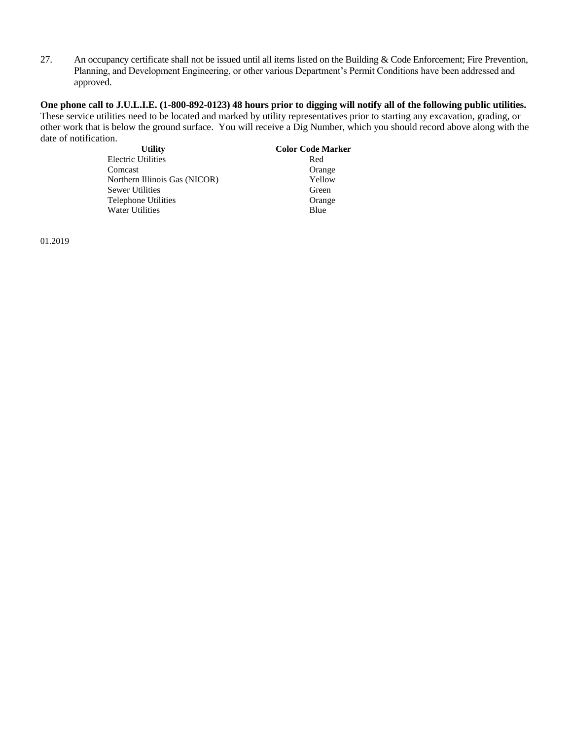27. An occupancy certificate shall not be issued until all items listed on the Building & Code Enforcement; Fire Prevention, Planning, and Development Engineering, or other various Department's Permit Conditions have been addressed and approved.

**One phone call to J.U.L.I.E. (1-800-892-0123) 48 hours prior to digging will notify all of the following public utilities.** These service utilities need to be located and marked by utility representatives prior to starting any excavation, grading, or other work that is below the ground surface. You will receive a Dig Number, which you should record above along with the date of notification.

| Utility | Color Code Marker |
| --- | --- |
| Electric Utilities | Red |
| Comcast | Orange |
| Northern Illinois Gas (NICOR) | Yellow |
| Sewer Utilities | Green |
| Telephone Utilities | Orange |
| Water Utilities | Blue |

01.2019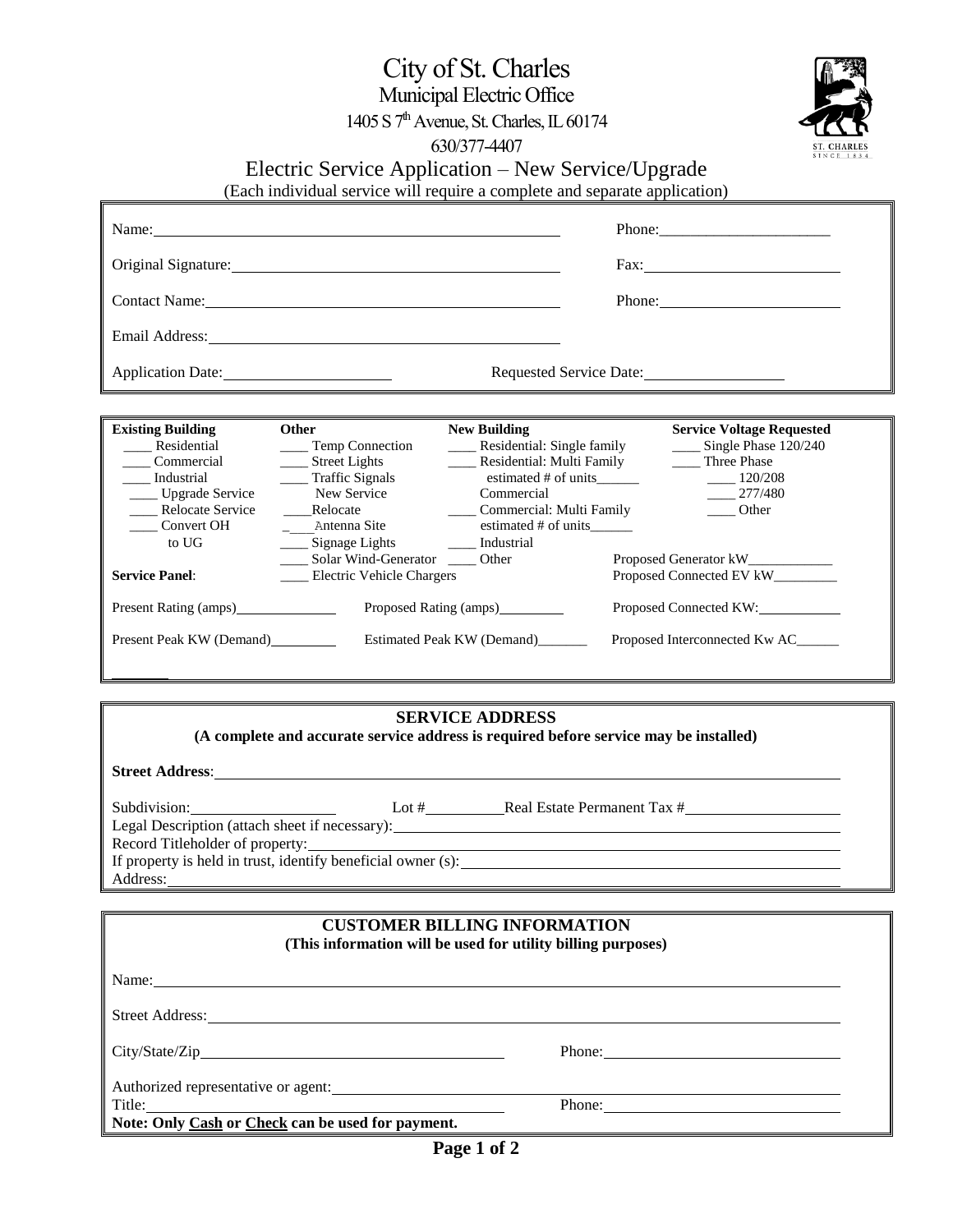# City of St. Charles

## Municipal Electric Office

1405 S 7th Avenue, St. Charles, IL 60174

630/377-4407

## Electric Service Application – New Service/Upgrade

(Each individual service will require a complete and separate application)

Name:\_\_\_\_\_\_\_\_\_\_\_\_\_\_\_\_\_\_\_\_\_\_\_\_\_\_\_\_\_\_\_\_\_\_\_\_ Phone:\_\_\_\_\_\_\_\_\_\_\_\_\_\_\_\_\_\_\_\_\_\_

Original Signature:\_\_\_\_\_\_\_\_\_\_\_\_\_\_\_\_\_\_\_\_\_\_\_\_\_\_\_\_\_\_\_\_\_\_\_\_ Fax:\_\_\_\_\_\_\_\_\_\_\_\_\_\_\_\_\_\_\_\_\_\_

Contact Name:\_\_\_\_\_\_\_\_\_\_\_\_\_\_\_\_\_\_\_\_\_\_\_\_\_\_\_\_\_\_\_\_\_\_\_\_ Phone:\_\_\_\_\_\_\_\_\_\_\_\_\_\_\_\_\_\_\_\_\_\_

Email Address:\_\_\_\_\_\_\_\_\_\_\_\_\_\_\_\_\_\_\_\_\_\_\_\_\_\_\_\_\_\_\_\_\_\_\_\_

Application Date:\_\_\_\_\_\_\_\_\_\_\_\_\_\_\_\_\_\_ Requested Service Date:\_\_\_\_\_\_\_\_\_\_\_\_\_\_\_\_\_\_

| **Existing Building** | **Other** | **New Building** | **Service Voltage Requested** |
|---|---|---|---|
| \_\_\_\_ Residential | \_\_\_\_ Temp Connection | \_\_\_\_ Residential: Single family | \_\_\_\_ Single Phase 120/240 |
| \_\_\_\_ Commercial | \_\_\_\_ Street Lights | \_\_\_\_ Residential: Multi Family | \_\_\_\_ Three Phase |
| \_\_\_\_ Industrial | \_\_\_\_ Traffic Signals | estimated # of units\_\_\_\_\_\_ | \_\_\_\_ 120/208 |
| \_\_\_\_ Upgrade Service | New Service | Commercial | \_\_\_\_ 277/480 |
| \_\_\_\_ Relocate Service | \_\_\_\_Relocate | \_\_\_\_ Commercial: Multi Family | \_\_\_\_ Other |
| \_\_\_\_ Convert OH to UG | \_\_\_\_Antenna Site | estimated # of units\_\_\_\_\_\_ | |
| | \_\_\_\_ Signage Lights | \_\_\_\_ Industrial | |
| | \_\_\_\_ Solar Wind-Generator | \_\_\_\_ Other | Proposed Generator kW\_\_\_\_\_\_\_\_\_\_\_\_ |
| **Service Panel**: | \_\_\_\_ Electric Vehicle Chargers | | Proposed Connected EV kW\_\_\_\_\_\_\_\_\_ |

Present Rating (amps)\_\_\_\_\_\_\_\_\_\_\_\_\_\_ Proposed Rating (amps)\_\_\_\_\_\_\_\_\_ Proposed Connected KW:\_\_\_\_\_\_\_\_\_\_\_

Present Peak KW (Demand)\_\_\_\_\_\_\_\_\_ Estimated Peak KW (Demand)\_\_\_\_\_\_\_ Proposed Interconnected Kw AC\_\_\_\_\_\_

## SERVICE ADDRESS

**(A complete and accurate service address is required before service may be installed)**

**Street Address**:\_\_\_\_\_\_\_\_\_\_\_\_\_\_\_\_\_\_\_\_\_\_\_\_\_\_\_\_\_\_\_\_\_\_\_\_\_\_\_\_\_\_\_\_\_\_\_\_\_\_\_\_\_\_\_\_

Subdivision:\_\_\_\_\_\_\_\_\_\_\_\_\_\_\_\_\_\_ Lot #\_\_\_\_\_\_\_\_\_\_ Real Estate Permanent Tax #\_\_\_\_\_\_\_\_\_\_\_\_\_\_\_\_\_\_\_\_

Legal Description (attach sheet if necessary):\_\_\_\_\_\_\_\_\_\_\_\_\_\_\_\_\_\_\_\_\_\_\_\_\_\_\_\_\_\_\_\_\_\_\_\_\_\_\_\_

Record Titleholder of property:\_\_\_\_\_\_\_\_\_\_\_\_\_\_\_\_\_\_\_\_\_\_\_\_\_\_\_\_\_\_\_\_\_\_\_\_\_\_\_\_\_\_\_\_\_\_

If property is held in trust, identify beneficial owner (s):\_\_\_\_\_\_\_\_\_\_\_\_\_\_\_\_\_\_\_\_\_\_\_\_\_\_\_\_\_\_

Address:\_\_\_\_\_\_\_\_\_\_\_\_\_\_\_\_\_\_\_\_\_\_\_\_\_\_\_\_\_\_\_\_\_\_\_\_\_\_\_\_\_\_\_\_\_\_\_\_\_\_\_\_\_\_\_\_\_\_\_\_\_\_\_\_\_\_

## CUSTOMER BILLING INFORMATION

**(This information will be used for utility billing purposes)**

Name:\_\_\_\_\_\_\_\_\_\_\_\_\_\_\_\_\_\_\_\_\_\_\_\_\_\_\_\_\_\_\_\_\_\_\_\_\_\_\_\_\_\_\_\_\_\_\_\_\_\_\_\_\_\_\_\_\_\_\_\_\_\_\_\_\_\_

Street Address:\_\_\_\_\_\_\_\_\_\_\_\_\_\_\_\_\_\_\_\_\_\_\_\_\_\_\_\_\_\_\_\_\_\_\_\_\_\_\_\_\_\_\_\_\_\_\_\_\_\_\_\_\_\_\_\_\_\_\_\_

City/State/Zip\_\_\_\_\_\_\_\_\_\_\_\_\_\_\_\_\_\_\_\_\_\_\_\_\_\_\_\_\_\_\_\_\_\_\_\_\_\_ Phone:\_\_\_\_\_\_\_\_\_\_\_\_\_\_\_\_\_\_\_\_\_\_\_\_\_\_\_\_\_\_

Authorized representative or agent:\_\_\_\_\_\_\_\_\_\_\_\_\_\_\_\_\_\_\_\_\_\_\_\_\_\_\_\_\_\_\_\_\_\_\_\_\_\_\_\_\_\_\_\_\_\_\_\_

Title:\_\_\_\_\_\_\_\_\_\_\_\_\_\_\_\_\_\_\_\_\_\_\_\_\_\_\_\_\_\_\_\_\_\_\_\_\_\_\_\_\_\_\_\_ Phone:\_\_\_\_\_\_\_\_\_\_\_\_\_\_\_\_\_\_\_\_\_\_\_\_\_\_\_\_\_\_

**Note: Only <u>Cash</u> or <u>Check</u> can be used for payment.**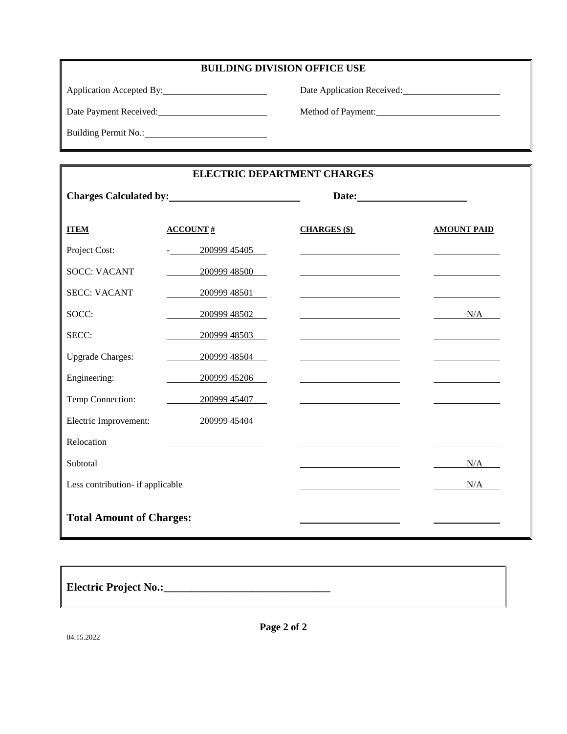## BUILDING DIVISION OFFICE USE

Application Accepted By: ____________________ Date Application Received: ____________________

Date Payment Received: ____________________ Method of Payment: ____________________

Building Permit No.: ____________________

## ELECTRIC DEPARTMENT CHARGES

**Charges Calculated by:** ____________________ **Date:** ____________________

| ITEM | ACCOUNT # | CHARGES ($) | AMOUNT PAID |
|---|---|---|---|
| Project Cost: | - 200999 45405 | | |
| SOCC: VACANT | 200999 48500 | | |
| SECC: VACANT | 200999 48501 | | |
| SOCC: | 200999 48502 | | N/A |
| SECC: | 200999 48503 | | |
| Upgrade Charges: | 200999 48504 | | |
| Engineering: | 200999 45206 | | |
| Temp Connection: | 200999 45407 | | |
| Electric Improvement: | 200999 45404 | | |
| Relocation | | | |
| Subtotal | | | N/A |
| Less contribution- if applicable | | | N/A |
| **Total Amount of Charges:** | | | |

**Electric Project No.:______________________________**

04.15.2022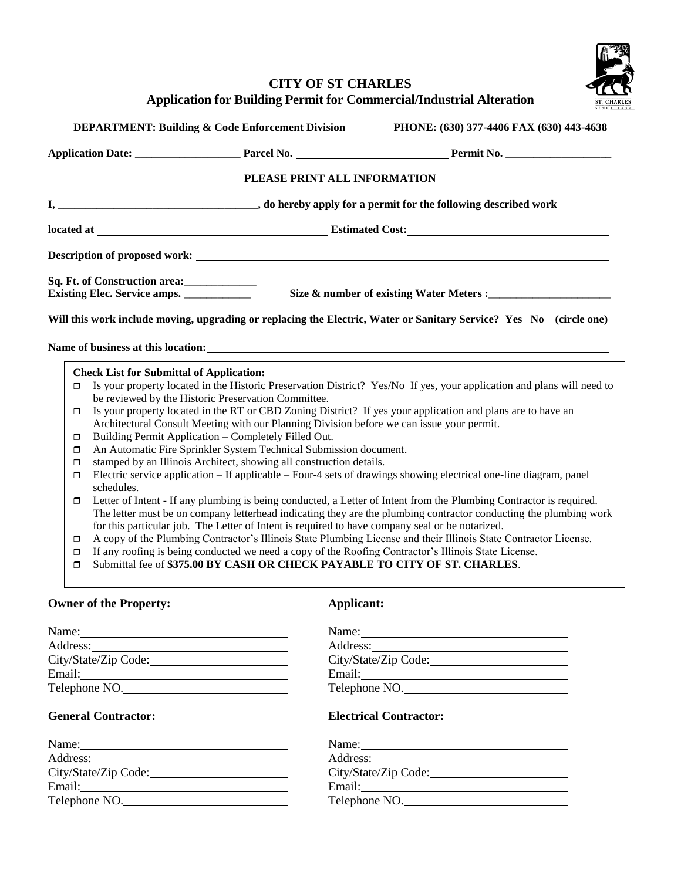# CITY OF ST CHARLES

## Application for Building Permit for Commercial/Industrial Alteration

**DEPARTMENT: Building & Code Enforcement Division** **PHONE: (630) 377-4406 FAX (630) 443-4638**

**Application Date: \_\_\_\_\_\_\_\_\_\_\_\_\_\_\_\_\_\_\_ Parcel No. \_\_\_\_\_\_\_\_\_\_\_\_\_\_\_\_\_\_\_\_\_\_\_\_\_\_ Permit No. \_\_\_\_\_\_\_\_\_\_\_\_\_\_\_\_\_\_\_**

**PLEASE PRINT ALL INFORMATION**

**I, \_\_\_\_\_\_\_\_\_\_\_\_\_\_\_\_\_\_\_\_\_\_\_\_\_\_\_\_\_\_\_\_\_\_\_\_, do hereby apply for a permit for the following described work**

**located at** \_\_\_\_\_\_\_\_\_\_\_\_\_\_\_\_\_\_\_\_\_\_\_\_\_\_\_\_\_\_\_\_\_\_\_\_\_\_\_\_ **Estimated Cost:** \_\_\_\_\_\_\_\_\_\_\_\_\_\_\_\_\_\_\_\_\_\_\_\_\_\_\_\_\_\_\_\_\_\_\_

**Description of proposed work:** \_\_\_\_\_\_\_\_\_\_\_\_\_\_\_\_\_\_\_\_\_\_\_\_\_\_\_\_\_\_\_\_\_\_\_\_\_\_\_\_\_\_\_\_\_\_\_\_\_\_\_\_\_\_\_\_\_\_\_\_\_\_\_\_\_\_\_\_\_\_\_\_\_\_\_\_

**Sq. Ft. of Construction area:** \_\_\_\_\_\_\_\_\_\_\_\_\_
**Existing Elec. Service amps.** \_\_\_\_\_\_\_\_\_\_\_\_ **Size & number of existing Water Meters :** \_\_\_\_\_\_\_\_\_\_\_\_\_\_\_\_\_\_\_\_\_\_

**Will this work include moving, upgrading or replacing the Electric, Water or Sanitary Service? Yes No (circle one)**

**Name of business at this location:** \_\_\_\_\_\_\_\_\_\_\_\_\_\_\_\_\_\_\_\_\_\_\_\_\_\_\_\_\_\_\_\_\_\_\_\_\_\_\_\_\_\_\_\_\_\_\_\_\_\_\_\_\_\_\_\_\_\_\_\_\_\_\_\_\_\_\_\_\_\_\_\_\_\_

**Check List for Submittal of Application:**

- ☐ Is your property located in the Historic Preservation District? Yes/No If yes, your application and plans will need to be reviewed by the Historic Preservation Committee.
- ☐ Is your property located in the RT or CBD Zoning District? If yes your application and plans are to have an Architectural Consult Meeting with our Planning Division before we can issue your permit.
- ☐ Building Permit Application – Completely Filled Out.
- ☐ An Automatic Fire Sprinkler System Technical Submission document.
- ☐ stamped by an Illinois Architect, showing all construction details.
- ☐ Electric service application – If applicable – Four-4 sets of drawings showing electrical one-line diagram, panel schedules.
- ☐ Letter of Intent - If any plumbing is being conducted, a Letter of Intent from the Plumbing Contractor is required. The letter must be on company letterhead indicating they are the plumbing contractor conducting the plumbing work for this particular job. The Letter of Intent is required to have company seal or be notarized.
- ☐ A copy of the Plumbing Contractor's Illinois State Plumbing License and their Illinois State Contractor License.
- ☐ If any roofing is being conducted we need a copy of the Roofing Contractor's Illinois State License.
- ☐ Submittal fee of **$375.00 BY CASH OR CHECK PAYABLE TO CITY OF ST. CHARLES**.

### Owner of the Property:

Name: \_\_\_\_\_\_\_\_\_\_\_\_\_\_\_\_\_\_\_\_\_\_\_\_\_\_\_\_\_\_\_\_\_\_
Address: \_\_\_\_\_\_\_\_\_\_\_\_\_\_\_\_\_\_\_\_\_\_\_\_\_\_\_\_\_\_\_\_
City/State/Zip Code: \_\_\_\_\_\_\_\_\_\_\_\_\_\_\_\_\_\_\_\_\_\_
Email: \_\_\_\_\_\_\_\_\_\_\_\_\_\_\_\_\_\_\_\_\_\_\_\_\_\_\_\_\_\_\_\_\_\_
Telephone NO. \_\_\_\_\_\_\_\_\_\_\_\_\_\_\_\_\_\_\_\_\_\_\_\_\_\_\_

### Applicant:

Name: \_\_\_\_\_\_\_\_\_\_\_\_\_\_\_\_\_\_\_\_\_\_\_\_\_\_\_\_\_\_\_\_\_\_
Address: \_\_\_\_\_\_\_\_\_\_\_\_\_\_\_\_\_\_\_\_\_\_\_\_\_\_\_\_\_\_\_\_
City/State/Zip Code: \_\_\_\_\_\_\_\_\_\_\_\_\_\_\_\_\_\_\_\_\_\_
Email: \_\_\_\_\_\_\_\_\_\_\_\_\_\_\_\_\_\_\_\_\_\_\_\_\_\_\_\_\_\_\_\_\_\_
Telephone NO. \_\_\_\_\_\_\_\_\_\_\_\_\_\_\_\_\_\_\_\_\_\_\_\_\_\_\_

### General Contractor:

Name: \_\_\_\_\_\_\_\_\_\_\_\_\_\_\_\_\_\_\_\_\_\_\_\_\_\_\_\_\_\_\_\_\_\_
Address: \_\_\_\_\_\_\_\_\_\_\_\_\_\_\_\_\_\_\_\_\_\_\_\_\_\_\_\_\_\_\_\_
City/State/Zip Code: \_\_\_\_\_\_\_\_\_\_\_\_\_\_\_\_\_\_\_\_\_\_
Email: \_\_\_\_\_\_\_\_\_\_\_\_\_\_\_\_\_\_\_\_\_\_\_\_\_\_\_\_\_\_\_\_\_\_
Telephone NO. \_\_\_\_\_\_\_\_\_\_\_\_\_\_\_\_\_\_\_\_\_\_\_\_\_\_\_

### Electrical Contractor:

Name: \_\_\_\_\_\_\_\_\_\_\_\_\_\_\_\_\_\_\_\_\_\_\_\_\_\_\_\_\_\_\_\_\_\_
Address: \_\_\_\_\_\_\_\_\_\_\_\_\_\_\_\_\_\_\_\_\_\_\_\_\_\_\_\_\_\_\_\_
City/State/Zip Code: \_\_\_\_\_\_\_\_\_\_\_\_\_\_\_\_\_\_\_\_\_\_
Email: \_\_\_\_\_\_\_\_\_\_\_\_\_\_\_\_\_\_\_\_\_\_\_\_\_\_\_\_\_\_\_\_\_\_
Telephone NO. \_\_\_\_\_\_\_\_\_\_\_\_\_\_\_\_\_\_\_\_\_\_\_\_\_\_\_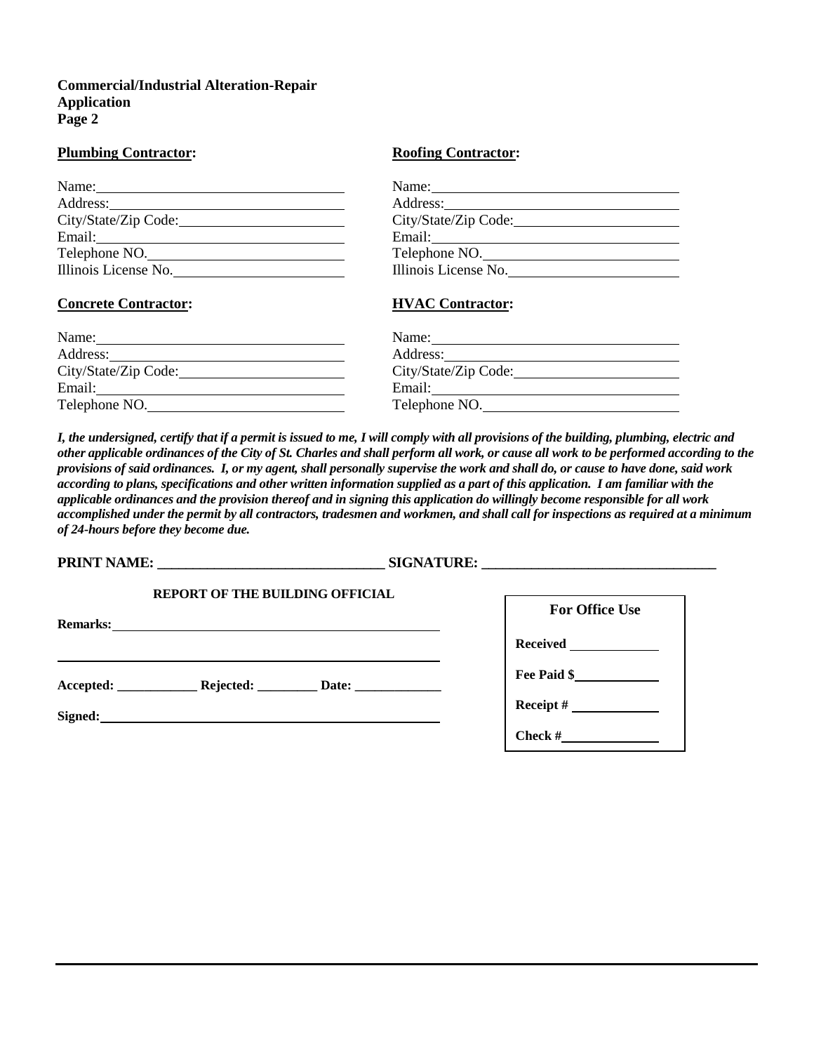**Commercial/Industrial Alteration-Repair Application Page 2**

**Plumbing Contractor:**

Name: \_\_\_\_\_\_\_\_\_\_\_\_\_\_\_\_\_\_\_\_

Address: \_\_\_\_\_\_\_\_\_\_\_\_\_\_\_\_\_\_\_\_

City/State/Zip Code: \_\_\_\_\_\_\_\_\_\_\_\_\_\_\_\_\_\_\_\_

Email: \_\_\_\_\_\_\_\_\_\_\_\_\_\_\_\_\_\_\_\_

Telephone NO. \_\_\_\_\_\_\_\_\_\_\_\_\_\_\_\_\_\_\_\_

Illinois License No. \_\_\_\_\_\_\_\_\_\_\_\_\_\_\_\_\_\_\_\_

**Roofing Contractor:**

Name: \_\_\_\_\_\_\_\_\_\_\_\_\_\_\_\_\_\_\_\_

Address: \_\_\_\_\_\_\_\_\_\_\_\_\_\_\_\_\_\_\_\_

City/State/Zip Code: \_\_\_\_\_\_\_\_\_\_\_\_\_\_\_\_\_\_\_\_

Email: \_\_\_\_\_\_\_\_\_\_\_\_\_\_\_\_\_\_\_\_

Telephone NO. \_\_\_\_\_\_\_\_\_\_\_\_\_\_\_\_\_\_\_\_

Illinois License No. \_\_\_\_\_\_\_\_\_\_\_\_\_\_\_\_\_\_\_\_

**Concrete Contractor:**

Name: \_\_\_\_\_\_\_\_\_\_\_\_\_\_\_\_\_\_\_\_

Address: \_\_\_\_\_\_\_\_\_\_\_\_\_\_\_\_\_\_\_\_

City/State/Zip Code: \_\_\_\_\_\_\_\_\_\_\_\_\_\_\_\_\_\_\_\_

Email: \_\_\_\_\_\_\_\_\_\_\_\_\_\_\_\_\_\_\_\_

Telephone NO. \_\_\_\_\_\_\_\_\_\_\_\_\_\_\_\_\_\_\_\_

**HVAC Contractor:**

Name: \_\_\_\_\_\_\_\_\_\_\_\_\_\_\_\_\_\_\_\_

Address: \_\_\_\_\_\_\_\_\_\_\_\_\_\_\_\_\_\_\_\_

City/State/Zip Code: \_\_\_\_\_\_\_\_\_\_\_\_\_\_\_\_\_\_\_\_

Email: \_\_\_\_\_\_\_\_\_\_\_\_\_\_\_\_\_\_\_\_

Telephone NO. \_\_\_\_\_\_\_\_\_\_\_\_\_\_\_\_\_\_\_\_

***I, the undersigned, certify that if a permit is issued to me, I will comply with all provisions of the building, plumbing, electric and other applicable ordinances of the City of St. Charles and shall perform all work, or cause all work to be performed according to the provisions of said ordinances. I, or my agent, shall personally supervise the work and shall do, or cause to have done, said work according to plans, specifications and other written information supplied as a part of this application. I am familiar with the applicable ordinances and the provision thereof and in signing this application do willingly become responsible for all work accomplished under the permit by all contractors, tradesmen and workmen, and shall call for inspections as required at a minimum of 24-hours before they become due.***

**PRINT NAME:** \_\_\_\_\_\_\_\_\_\_\_\_\_\_\_\_\_\_\_\_ **SIGNATURE:** \_\_\_\_\_\_\_\_\_\_\_\_\_\_\_\_\_\_\_\_

**REPORT OF THE BUILDING OFFICIAL**

**Remarks:** \_\_\_\_\_\_\_\_\_\_\_\_\_\_\_\_\_\_\_\_

\_\_\_\_\_\_\_\_\_\_\_\_\_\_\_\_\_\_\_\_

**Accepted:** \_\_\_\_\_\_\_\_\_\_\_\_ **Rejected:** \_\_\_\_\_\_\_\_\_ **Date:** \_\_\_\_\_\_\_\_\_\_\_\_\_

**Signed:** \_\_\_\_\_\_\_\_\_\_\_\_\_\_\_\_\_\_\_\_

**For Office Use**

**Received** \_\_\_\_\_\_\_\_\_\_\_\_

**Fee Paid $** \_\_\_\_\_\_\_\_\_\_\_\_

**Receipt #** \_\_\_\_\_\_\_\_\_\_\_\_

**Check #** \_\_\_\_\_\_\_\_\_\_\_\_